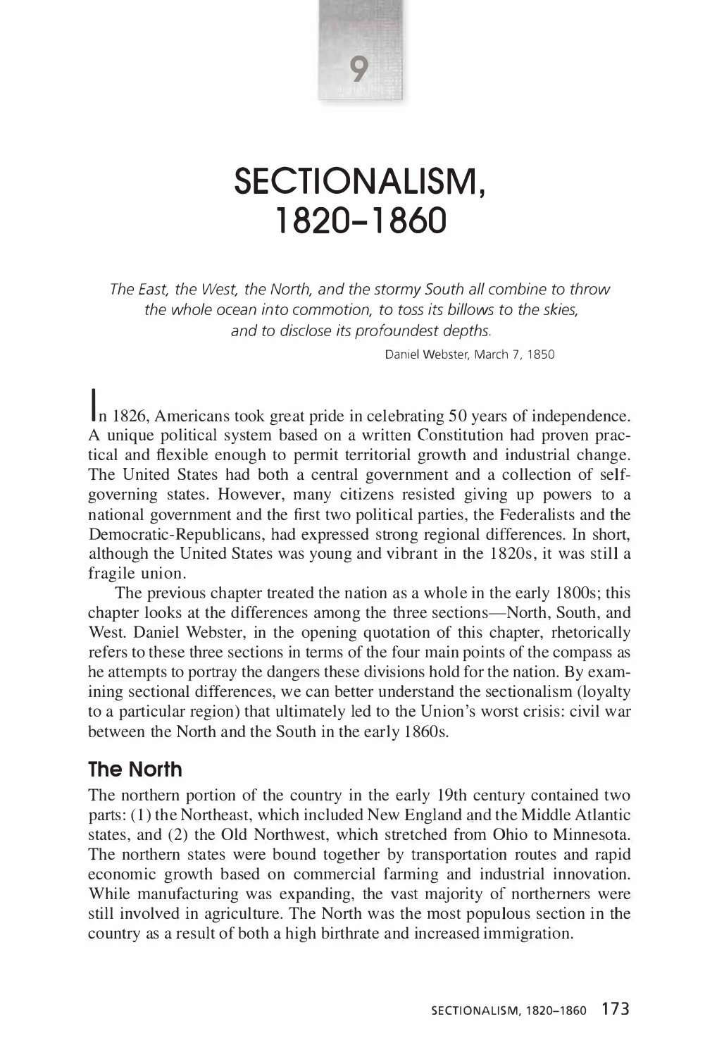9

# SECTIONALISM, 1820–1860

*The East, the West, the North, and the stormy South all combine to throw the whole ocean into commotion, to toss its billows to the skies, and to disclose its profoundest depths.*

Daniel Webster, March 7, 1850

In 1826, Americans took great pride in celebrating 50 years of independence. A unique political system based on a written Constitution had proven practical and flexible enough to permit territorial growth and industrial change. The United States had both a central government and a collection of self-governing states. However, many citizens resisted giving up powers to a national government and the first two political parties, the Federalists and the Democratic-Republicans, had expressed strong regional differences. In short, although the United States was young and vibrant in the 1820s, it was still a fragile union.

The previous chapter treated the nation as a whole in the early 1800s; this chapter looks at the differences among the three sections—North, South, and West. Daniel Webster, in the opening quotation of this chapter, rhetorically refers to these three sections in terms of the four main points of the compass as he attempts to portray the dangers these divisions hold for the nation. By examining sectional differences, we can better understand the sectionalism (loyalty to a particular region) that ultimately led to the Union's worst crisis: civil war between the North and the South in the early 1860s.

## The North

The northern portion of the country in the early 19th century contained two parts: (1) the Northeast, which included New England and the Middle Atlantic states, and (2) the Old Northwest, which stretched from Ohio to Minnesota. The northern states were bound together by transportation routes and rapid economic growth based on commercial farming and industrial innovation. While manufacturing was expanding, the vast majority of northerners were still involved in agriculture. The North was the most populous section in the country as a result of both a high birthrate and increased immigration.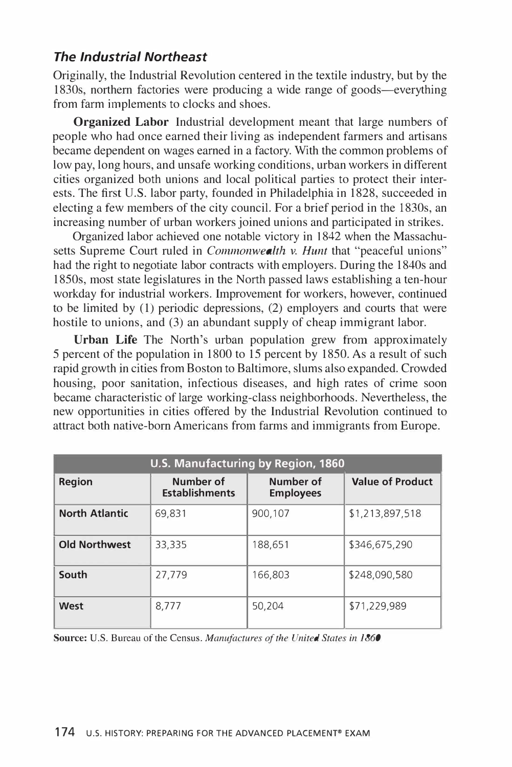### *The Industrial Northeast*

Originally, the Industrial Revolution centered in the textile industry, but by the 1830s, northern factories were producing a wide range of goods—everything from farm implements to clocks and shoes.

**Organized Labor** Industrial development meant that large numbers of people who had once earned their living as independent farmers and artisans became dependent on wages earned in a factory. With the common problems of low pay, long hours, and unsafe working conditions, urban workers in different cities organized both unions and local political parties to protect their interests. The first U.S. labor party, founded in Philadelphia in 1828, succeeded in electing a few members of the city council. For a brief period in the 1830s, an increasing number of urban workers joined unions and participated in strikes.

Organized labor achieved one notable victory in 1842 when the Massachusetts Supreme Court ruled in *Commonwealth v. Hunt* that "peaceful unions" had the right to negotiate labor contracts with employers. During the 1840s and 1850s, most state legislatures in the North passed laws establishing a ten-hour workday for industrial workers. Improvement for workers, however, continued to be limited by (1) periodic depressions, (2) employers and courts that were hostile to unions, and (3) an abundant supply of cheap immigrant labor.

**Urban Life** The North's urban population grew from approximately 5 percent of the population in 1800 to 15 percent by 1850. As a result of such rapid growth in cities from Boston to Baltimore, slums also expanded. Crowded housing, poor sanitation, infectious diseases, and high rates of crime soon became characteristic of large working-class neighborhoods. Nevertheless, the new opportunities in cities offered by the Industrial Revolution continued to attract both native-born Americans from farms and immigrants from Europe.

**U.S. Manufacturing by Region, 1860**

| Region | Number of Establishments | Number of Employees | Value of Product |
|---|---|---|---|
| **North Atlantic** | 69,831 | 900,107 | $1,213,897,518 |
| **Old Northwest** | 33,335 | 188,651 | $346,675,290 |
| **South** | 27,779 | 166,803 | $248,090,580 |
| **West** | 8,777 | 50,204 | $71,229,989 |

**Source:** U.S. Bureau of the Census. *Manufactures of the United States in 1860*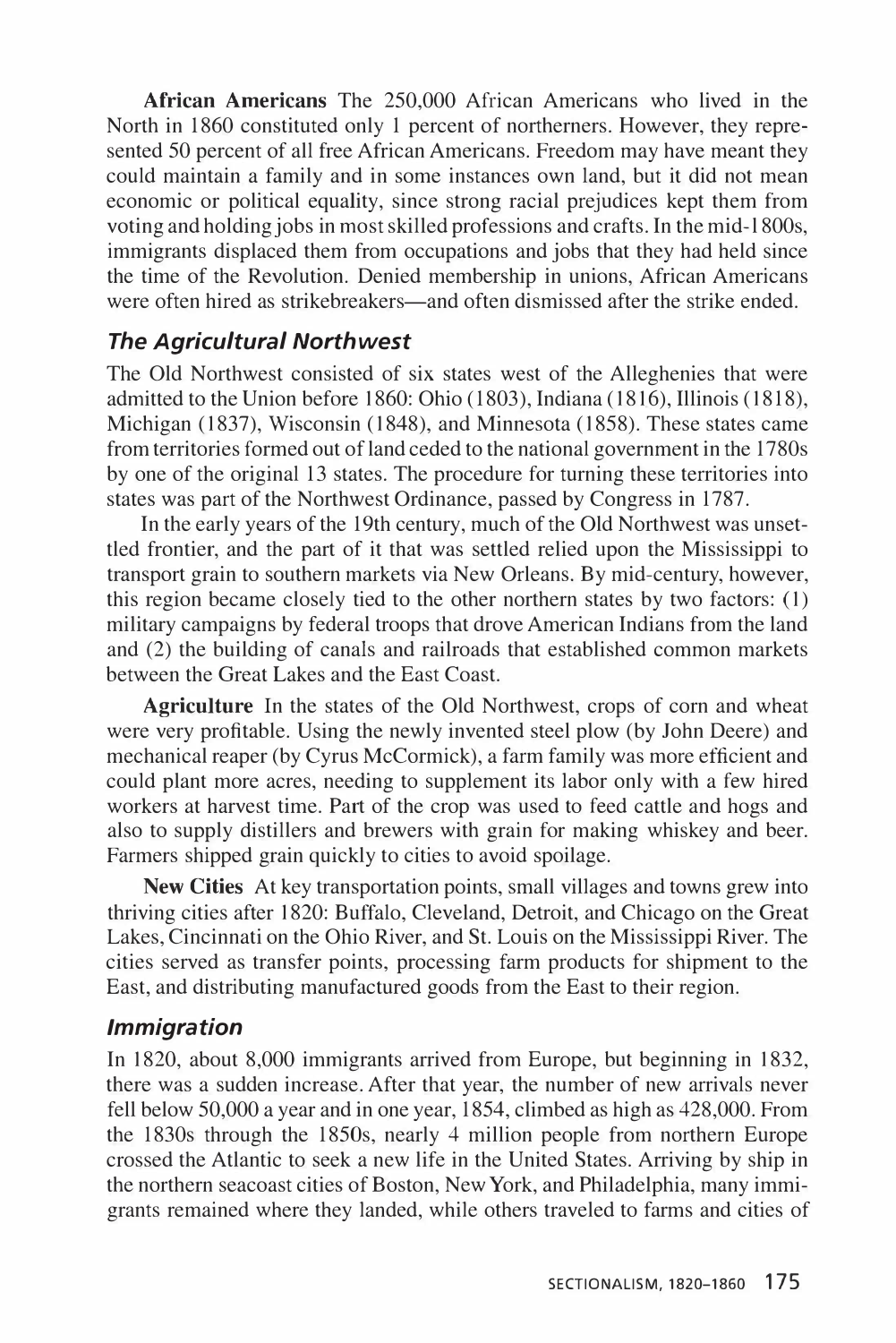**African Americans** The 250,000 African Americans who lived in the North in 1860 constituted only 1 percent of northerners. However, they represented 50 percent of all free African Americans. Freedom may have meant they could maintain a family and in some instances own land, but it did not mean economic or political equality, since strong racial prejudices kept them from voting and holding jobs in most skilled professions and crafts. In the mid-1800s, immigrants displaced them from occupations and jobs that they had held since the time of the Revolution. Denied membership in unions, African Americans were often hired as strikebreakers—and often dismissed after the strike ended.

### *The Agricultural Northwest*

The Old Northwest consisted of six states west of the Alleghenies that were admitted to the Union before 1860: Ohio (1803), Indiana (1816), Illinois (1818), Michigan (1837), Wisconsin (1848), and Minnesota (1858). These states came from territories formed out of land ceded to the national government in the 1780s by one of the original 13 states. The procedure for turning these territories into states was part of the Northwest Ordinance, passed by Congress in 1787.

In the early years of the 19th century, much of the Old Northwest was unsettled frontier, and the part of it that was settled relied upon the Mississippi to transport grain to southern markets via New Orleans. By mid-century, however, this region became closely tied to the other northern states by two factors: (1) military campaigns by federal troops that drove American Indians from the land and (2) the building of canals and railroads that established common markets between the Great Lakes and the East Coast.

**Agriculture** In the states of the Old Northwest, crops of corn and wheat were very profitable. Using the newly invented steel plow (by John Deere) and mechanical reaper (by Cyrus McCormick), a farm family was more efficient and could plant more acres, needing to supplement its labor only with a few hired workers at harvest time. Part of the crop was used to feed cattle and hogs and also to supply distillers and brewers with grain for making whiskey and beer. Farmers shipped grain quickly to cities to avoid spoilage.

**New Cities** At key transportation points, small villages and towns grew into thriving cities after 1820: Buffalo, Cleveland, Detroit, and Chicago on the Great Lakes, Cincinnati on the Ohio River, and St. Louis on the Mississippi River. The cities served as transfer points, processing farm products for shipment to the East, and distributing manufactured goods from the East to their region.

### *Immigration*

In 1820, about 8,000 immigrants arrived from Europe, but beginning in 1832, there was a sudden increase. After that year, the number of new arrivals never fell below 50,000 a year and in one year, 1854, climbed as high as 428,000. From the 1830s through the 1850s, nearly 4 million people from northern Europe crossed the Atlantic to seek a new life in the United States. Arriving by ship in the northern seacoast cities of Boston, New York, and Philadelphia, many immigrants remained where they landed, while others traveled to farms and cities of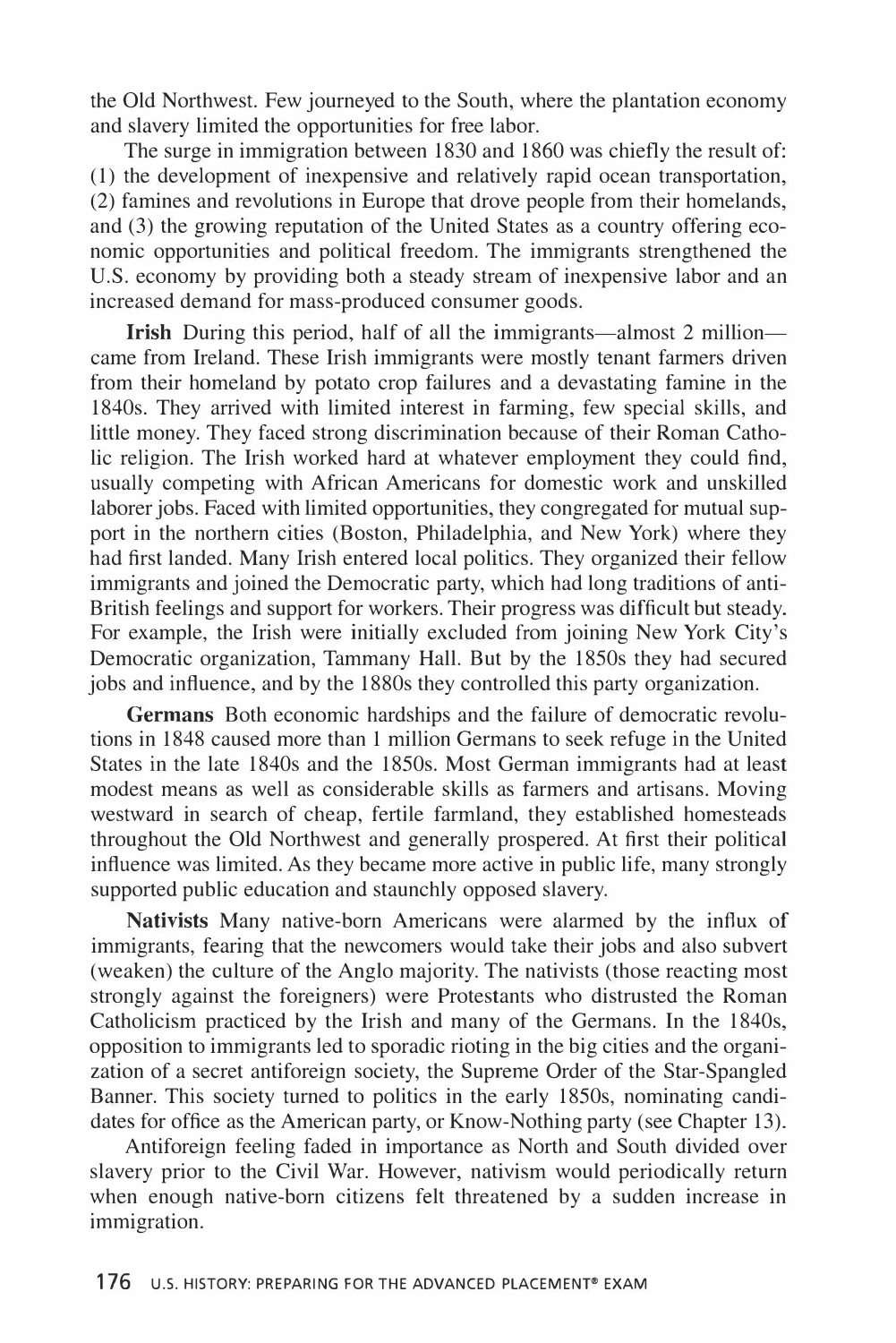the Old Northwest. Few journeyed to the South, where the plantation economy and slavery limited the opportunities for free labor.

The surge in immigration between 1830 and 1860 was chiefly the result of: (1) the development of inexpensive and relatively rapid ocean transportation, (2) famines and revolutions in Europe that drove people from their homelands, and (3) the growing reputation of the United States as a country offering economic opportunities and political freedom. The immigrants strengthened the U.S. economy by providing both a steady stream of inexpensive labor and an increased demand for mass-produced consumer goods.

**Irish** During this period, half of all the immigrants—almost 2 million—came from Ireland. These Irish immigrants were mostly tenant farmers driven from their homeland by potato crop failures and a devastating famine in the 1840s. They arrived with limited interest in farming, few special skills, and little money. They faced strong discrimination because of their Roman Catholic religion. The Irish worked hard at whatever employment they could find, usually competing with African Americans for domestic work and unskilled laborer jobs. Faced with limited opportunities, they congregated for mutual support in the northern cities (Boston, Philadelphia, and New York) where they had first landed. Many Irish entered local politics. They organized their fellow immigrants and joined the Democratic party, which had long traditions of anti-British feelings and support for workers. Their progress was difficult but steady. For example, the Irish were initially excluded from joining New York City's Democratic organization, Tammany Hall. But by the 1850s they had secured jobs and influence, and by the 1880s they controlled this party organization.

**Germans** Both economic hardships and the failure of democratic revolutions in 1848 caused more than 1 million Germans to seek refuge in the United States in the late 1840s and the 1850s. Most German immigrants had at least modest means as well as considerable skills as farmers and artisans. Moving westward in search of cheap, fertile farmland, they established homesteads throughout the Old Northwest and generally prospered. At first their political influence was limited. As they became more active in public life, many strongly supported public education and staunchly opposed slavery.

**Nativists** Many native-born Americans were alarmed by the influx of immigrants, fearing that the newcomers would take their jobs and also subvert (weaken) the culture of the Anglo majority. The nativists (those reacting most strongly against the foreigners) were Protestants who distrusted the Roman Catholicism practiced by the Irish and many of the Germans. In the 1840s, opposition to immigrants led to sporadic rioting in the big cities and the organization of a secret antiforeign society, the Supreme Order of the Star-Spangled Banner. This society turned to politics in the early 1850s, nominating candidates for office as the American party, or Know-Nothing party (see Chapter 13).

Antiforeign feeling faded in importance as North and South divided over slavery prior to the Civil War. However, nativism would periodically return when enough native-born citizens felt threatened by a sudden increase in immigration.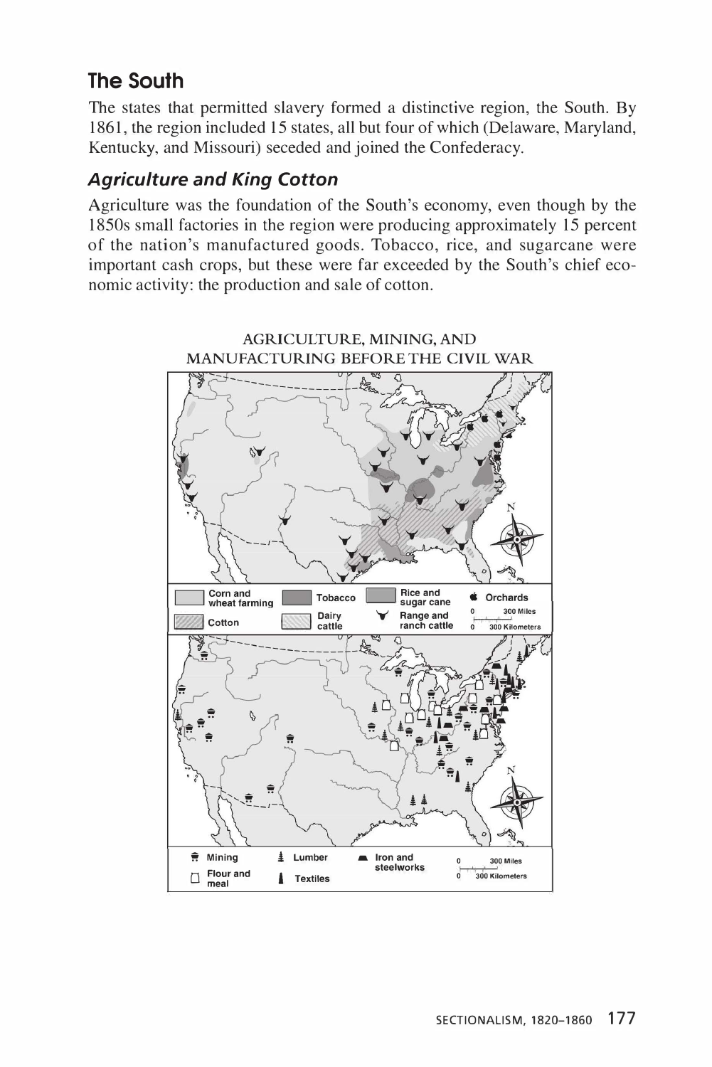## The South

The states that permitted slavery formed a distinctive region, the South. By 1861, the region included 15 states, all but four of which (Delaware, Maryland, Kentucky, and Missouri) seceded and joined the Confederacy.

### *Agriculture and King Cotton*

Agriculture was the foundation of the South's economy, even though by the 1850s small factories in the region were producing approximately 15 percent of the nation's manufactured goods. Tobacco, rice, and sugarcane were important cash crops, but these were far exceeded by the South's chief economic activity: the production and sale of cotton.

AGRICULTURE, MINING, AND MANUFACTURING BEFORE THE CIVIL WAR

Corn and wheat farming
Tobacco
Rice and sugar cane
Orchards
Cotton
Dairy cattle
Range and ranch cattle
0 300 Miles
0 300 Kilometers

N

Mining
Lumber
Iron and steelworks
Flour and meal
Textiles
0 300 Miles
0 300 Kilometers

N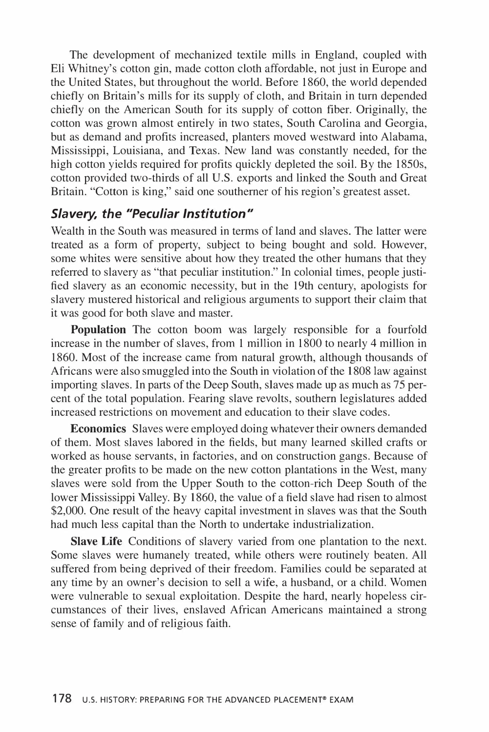The development of mechanized textile mills in England, coupled with Eli Whitney's cotton gin, made cotton cloth affordable, not just in Europe and the United States, but throughout the world. Before 1860, the world depended chiefly on Britain's mills for its supply of cloth, and Britain in turn depended chiefly on the American South for its supply of cotton fiber. Originally, the cotton was grown almost entirely in two states, South Carolina and Georgia, but as demand and profits increased, planters moved westward into Alabama, Mississippi, Louisiana, and Texas. New land was constantly needed, for the high cotton yields required for profits quickly depleted the soil. By the 1850s, cotton provided two-thirds of all U.S. exports and linked the South and Great Britain. "Cotton is king," said one southerner of his region's greatest asset.

### *Slavery, the "Peculiar Institution"*

Wealth in the South was measured in terms of land and slaves. The latter were treated as a form of property, subject to being bought and sold. However, some whites were sensitive about how they treated the other humans that they referred to slavery as "that peculiar institution." In colonial times, people justified slavery as an economic necessity, but in the 19th century, apologists for slavery mustered historical and religious arguments to support their claim that it was good for both slave and master.

**Population** The cotton boom was largely responsible for a fourfold increase in the number of slaves, from 1 million in 1800 to nearly 4 million in 1860. Most of the increase came from natural growth, although thousands of Africans were also smuggled into the South in violation of the 1808 law against importing slaves. In parts of the Deep South, slaves made up as much as 75 percent of the total population. Fearing slave revolts, southern legislatures added increased restrictions on movement and education to their slave codes.

**Economics** Slaves were employed doing whatever their owners demanded of them. Most slaves labored in the fields, but many learned skilled crafts or worked as house servants, in factories, and on construction gangs. Because of the greater profits to be made on the new cotton plantations in the West, many slaves were sold from the Upper South to the cotton-rich Deep South of the lower Mississippi Valley. By 1860, the value of a field slave had risen to almost $2,000. One result of the heavy capital investment in slaves was that the South had much less capital than the North to undertake industrialization.

**Slave Life** Conditions of slavery varied from one plantation to the next. Some slaves were humanely treated, while others were routinely beaten. All suffered from being deprived of their freedom. Families could be separated at any time by an owner's decision to sell a wife, a husband, or a child. Women were vulnerable to sexual exploitation. Despite the hard, nearly hopeless circumstances of their lives, enslaved African Americans maintained a strong sense of family and of religious faith.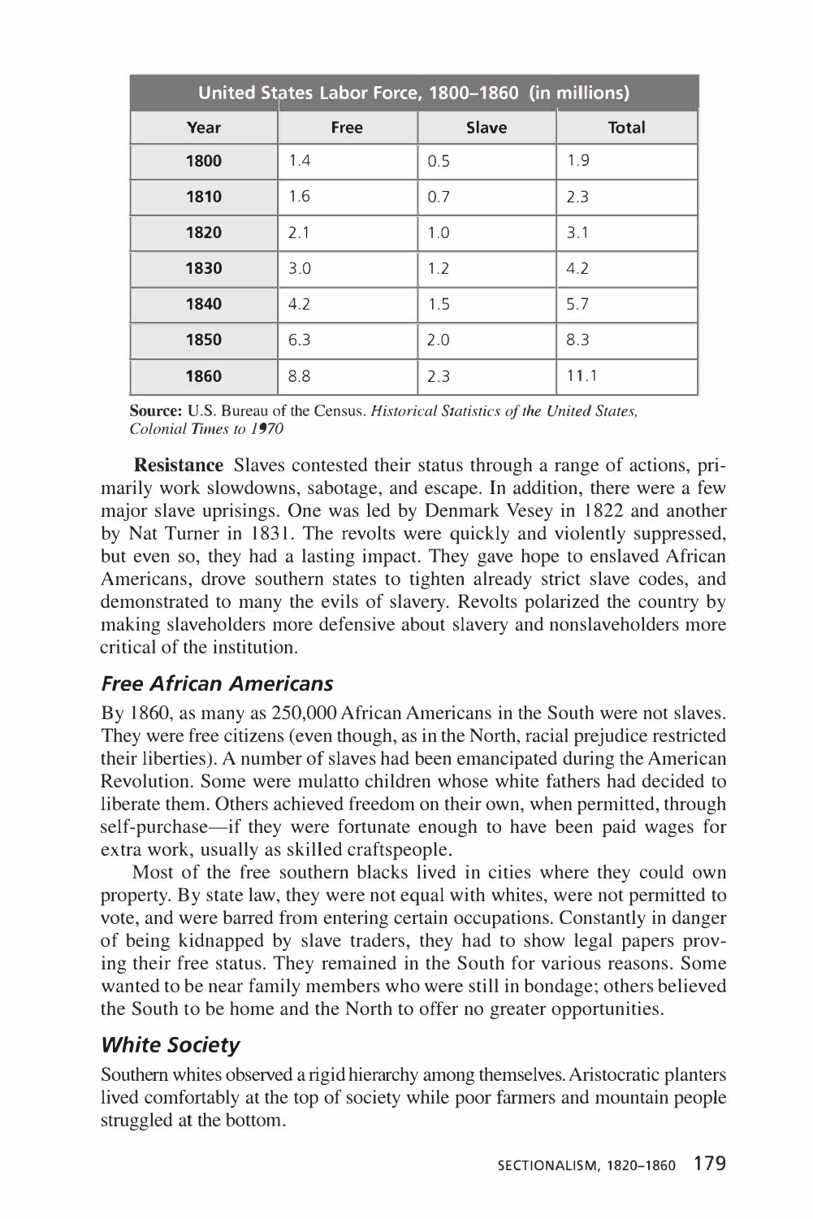| United States Labor Force, 1800–1860 (in millions) | | | |
|---|---|---|---|
| **Year** | **Free** | **Slave** | **Total** |
| **1800** | 1.4 | 0.5 | 1.9 |
| **1810** | 1.6 | 0.7 | 2.3 |
| **1820** | 2.1 | 1.0 | 3.1 |
| **1830** | 3.0 | 1.2 | 4.2 |
| **1840** | 4.2 | 1.5 | 5.7 |
| **1850** | 6.3 | 2.0 | 8.3 |
| **1860** | 8.8 | 2.3 | 11.1 |

**Source:** U.S. Bureau of the Census. *Historical Statistics of the United States, Colonial Times to 1970*

**Resistance** Slaves contested their status through a range of actions, primarily work slowdowns, sabotage, and escape. In addition, there were a few major slave uprisings. One was led by Denmark Vesey in 1822 and another by Nat Turner in 1831. The revolts were quickly and violently suppressed, but even so, they had a lasting impact. They gave hope to enslaved African Americans, drove southern states to tighten already strict slave codes, and demonstrated to many the evils of slavery. Revolts polarized the country by making slaveholders more defensive about slavery and nonslaveholders more critical of the institution.

### *Free African Americans*

By 1860, as many as 250,000 African Americans in the South were not slaves. They were free citizens (even though, as in the North, racial prejudice restricted their liberties). A number of slaves had been emancipated during the American Revolution. Some were mulatto children whose white fathers had decided to liberate them. Others achieved freedom on their own, when permitted, through self-purchase—if they were fortunate enough to have been paid wages for extra work, usually as skilled craftspeople.

Most of the free southern blacks lived in cities where they could own property. By state law, they were not equal with whites, were not permitted to vote, and were barred from entering certain occupations. Constantly in danger of being kidnapped by slave traders, they had to show legal papers proving their free status. They remained in the South for various reasons. Some wanted to be near family members who were still in bondage; others believed the South to be home and the North to offer no greater opportunities.

### *White Society*

Southern whites observed a rigid hierarchy among themselves. Aristocratic planters lived comfortably at the top of society while poor farmers and mountain people struggled at the bottom.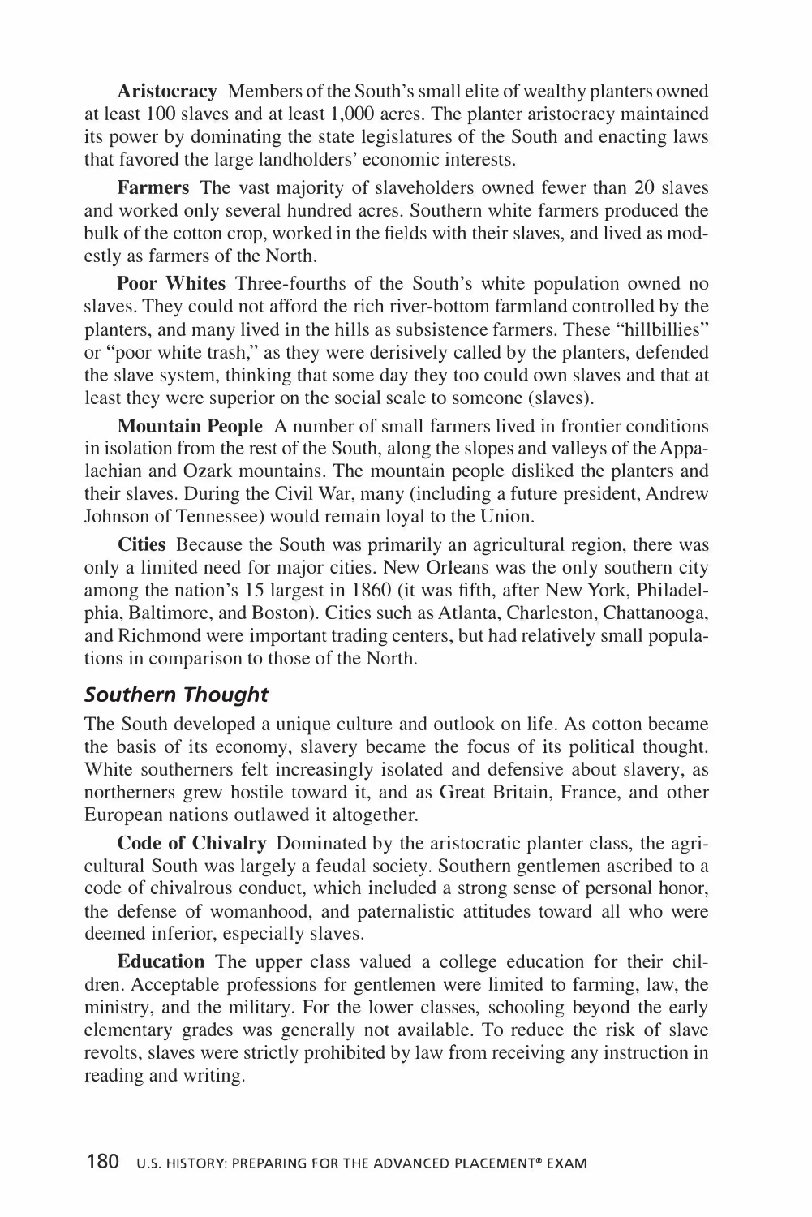**Aristocracy** Members of the South's small elite of wealthy planters owned at least 100 slaves and at least 1,000 acres. The planter aristocracy maintained its power by dominating the state legislatures of the South and enacting laws that favored the large landholders' economic interests.

**Farmers** The vast majority of slaveholders owned fewer than 20 slaves and worked only several hundred acres. Southern white farmers produced the bulk of the cotton crop, worked in the fields with their slaves, and lived as modestly as farmers of the North.

**Poor Whites** Three-fourths of the South's white population owned no slaves. They could not afford the rich river-bottom farmland controlled by the planters, and many lived in the hills as subsistence farmers. These "hillbillies" or "poor white trash," as they were derisively called by the planters, defended the slave system, thinking that some day they too could own slaves and that at least they were superior on the social scale to someone (slaves).

**Mountain People** A number of small farmers lived in frontier conditions in isolation from the rest of the South, along the slopes and valleys of the Appalachian and Ozark mountains. The mountain people disliked the planters and their slaves. During the Civil War, many (including a future president, Andrew Johnson of Tennessee) would remain loyal to the Union.

**Cities** Because the South was primarily an agricultural region, there was only a limited need for major cities. New Orleans was the only southern city among the nation's 15 largest in 1860 (it was fifth, after New York, Philadelphia, Baltimore, and Boston). Cities such as Atlanta, Charleston, Chattanooga, and Richmond were important trading centers, but had relatively small populations in comparison to those of the North.

### *Southern Thought*

The South developed a unique culture and outlook on life. As cotton became the basis of its economy, slavery became the focus of its political thought. White southerners felt increasingly isolated and defensive about slavery, as northerners grew hostile toward it, and as Great Britain, France, and other European nations outlawed it altogether.

**Code of Chivalry** Dominated by the aristocratic planter class, the agricultural South was largely a feudal society. Southern gentlemen ascribed to a code of chivalrous conduct, which included a strong sense of personal honor, the defense of womanhood, and paternalistic attitudes toward all who were deemed inferior, especially slaves.

**Education** The upper class valued a college education for their children. Acceptable professions for gentlemen were limited to farming, law, the ministry, and the military. For the lower classes, schooling beyond the early elementary grades was generally not available. To reduce the risk of slave revolts, slaves were strictly prohibited by law from receiving any instruction in reading and writing.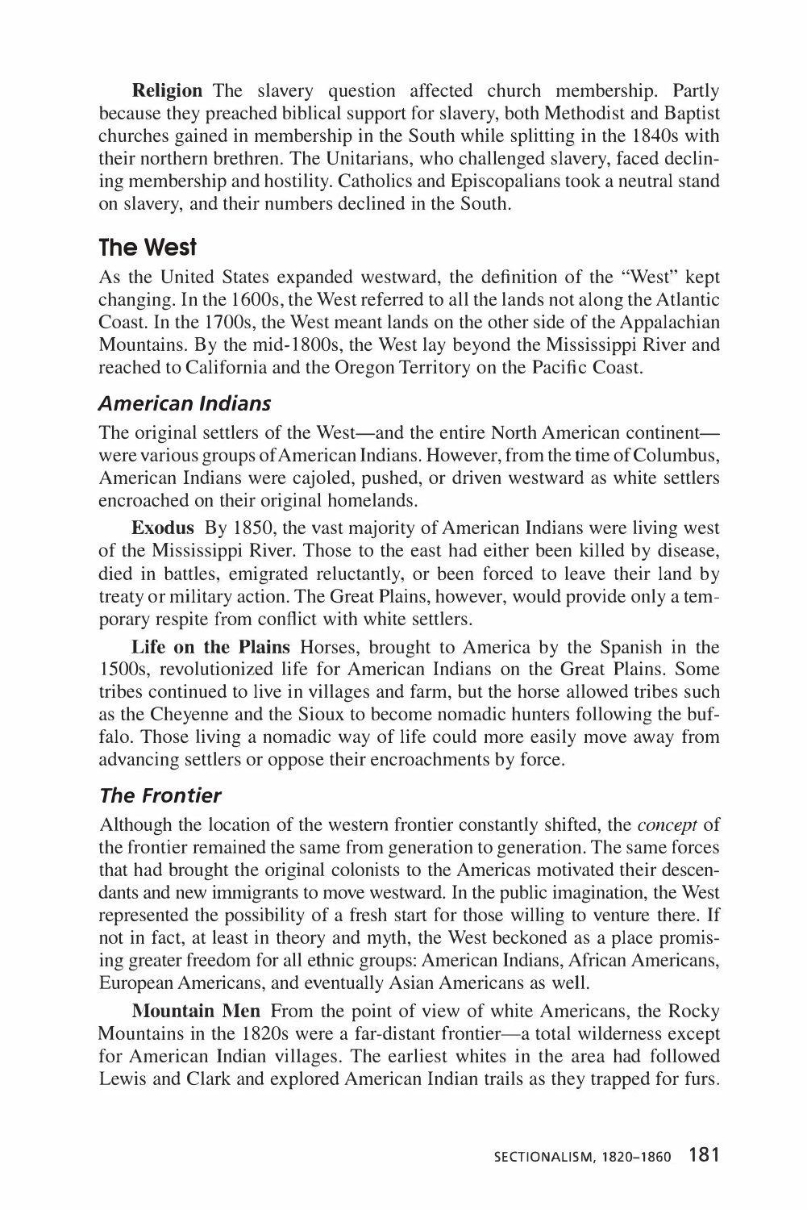**Religion** The slavery question affected church membership. Partly because they preached biblical support for slavery, both Methodist and Baptist churches gained in membership in the South while splitting in the 1840s with their northern brethren. The Unitarians, who challenged slavery, faced declining membership and hostility. Catholics and Episcopalians took a neutral stand on slavery, and their numbers declined in the South.

## The West

As the United States expanded westward, the definition of the "West" kept changing. In the 1600s, the West referred to all the lands not along the Atlantic Coast. In the 1700s, the West meant lands on the other side of the Appalachian Mountains. By the mid-1800s, the West lay beyond the Mississippi River and reached to California and the Oregon Territory on the Pacific Coast.

### *American Indians*

The original settlers of the West—and the entire North American continent—were various groups of American Indians. However, from the time of Columbus, American Indians were cajoled, pushed, or driven westward as white settlers encroached on their original homelands.

**Exodus** By 1850, the vast majority of American Indians were living west of the Mississippi River. Those to the east had either been killed by disease, died in battles, emigrated reluctantly, or been forced to leave their land by treaty or military action. The Great Plains, however, would provide only a temporary respite from conflict with white settlers.

**Life on the Plains** Horses, brought to America by the Spanish in the 1500s, revolutionized life for American Indians on the Great Plains. Some tribes continued to live in villages and farm, but the horse allowed tribes such as the Cheyenne and the Sioux to become nomadic hunters following the buffalo. Those living a nomadic way of life could more easily move away from advancing settlers or oppose their encroachments by force.

### *The Frontier*

Although the location of the western frontier constantly shifted, the *concept* of the frontier remained the same from generation to generation. The same forces that had brought the original colonists to the Americas motivated their descendants and new immigrants to move westward. In the public imagination, the West represented the possibility of a fresh start for those willing to venture there. If not in fact, at least in theory and myth, the West beckoned as a place promising greater freedom for all ethnic groups: American Indians, African Americans, European Americans, and eventually Asian Americans as well.

**Mountain Men** From the point of view of white Americans, the Rocky Mountains in the 1820s were a far-distant frontier—a total wilderness except for American Indian villages. The earliest whites in the area had followed Lewis and Clark and explored American Indian trails as they trapped for furs.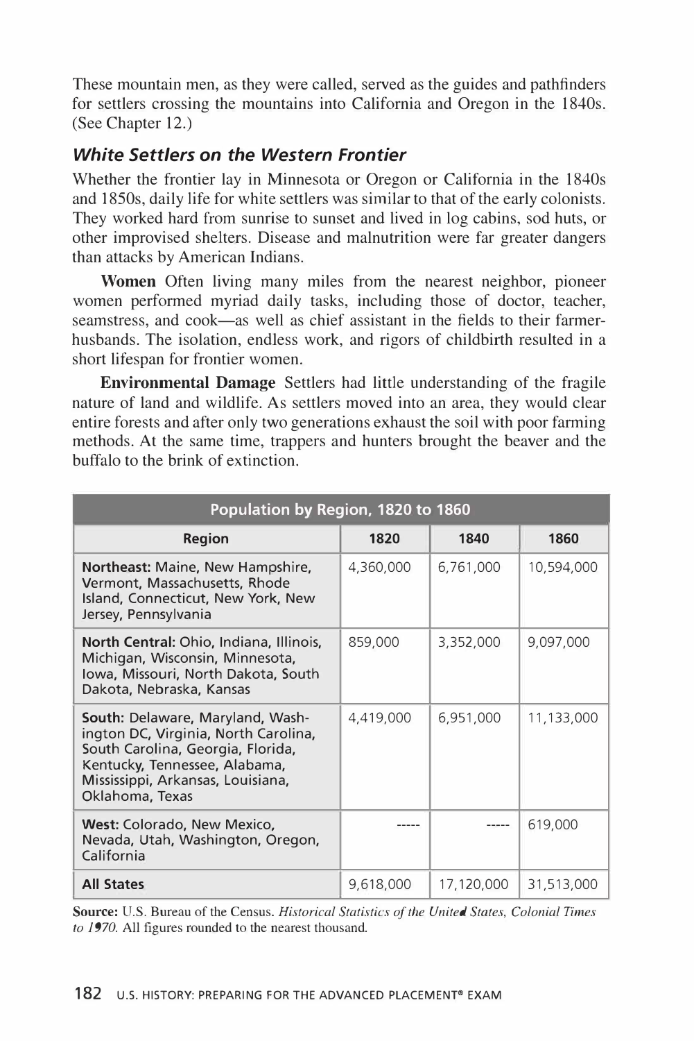These mountain men, as they were called, served as the guides and pathfinders for settlers crossing the mountains into California and Oregon in the 1840s. (See Chapter 12.)

### *White Settlers on the Western Frontier*

Whether the frontier lay in Minnesota or Oregon or California in the 1840s and 1850s, daily life for white settlers was similar to that of the early colonists. They worked hard from sunrise to sunset and lived in log cabins, sod huts, or other improvised shelters. Disease and malnutrition were far greater dangers than attacks by American Indians.

**Women** Often living many miles from the nearest neighbor, pioneer women performed myriad daily tasks, including those of doctor, teacher, seamstress, and cook—as well as chief assistant in the fields to their farmer-husbands. The isolation, endless work, and rigors of childbirth resulted in a short lifespan for frontier women.

**Environmental Damage** Settlers had little understanding of the fragile nature of land and wildlife. As settlers moved into an area, they would clear entire forests and after only two generations exhaust the soil with poor farming methods. At the same time, trappers and hunters brought the beaver and the buffalo to the brink of extinction.

**Population by Region, 1820 to 1860**

| Region | 1820 | 1840 | 1860 |
|---|---|---|---|
| **Northeast:** Maine, New Hampshire, Vermont, Massachusetts, Rhode Island, Connecticut, New York, New Jersey, Pennsylvania | 4,360,000 | 6,761,000 | 10,594,000 |
| **North Central:** Ohio, Indiana, Illinois, Michigan, Wisconsin, Minnesota, Iowa, Missouri, North Dakota, South Dakota, Nebraska, Kansas | 859,000 | 3,352,000 | 9,097,000 |
| **South:** Delaware, Maryland, Washington DC, Virginia, North Carolina, South Carolina, Georgia, Florida, Kentucky, Tennessee, Alabama, Mississippi, Arkansas, Louisiana, Oklahoma, Texas | 4,419,000 | 6,951,000 | 11,133,000 |
| **West:** Colorado, New Mexico, Nevada, Utah, Washington, Oregon, California | ----- | ----- | 619,000 |
| **All States** | 9,618,000 | 17,120,000 | 31,513,000 |

**Source:** U.S. Bureau of the Census. *Historical Statistics of the United States, Colonial Times to 1970.* All figures rounded to the nearest thousand.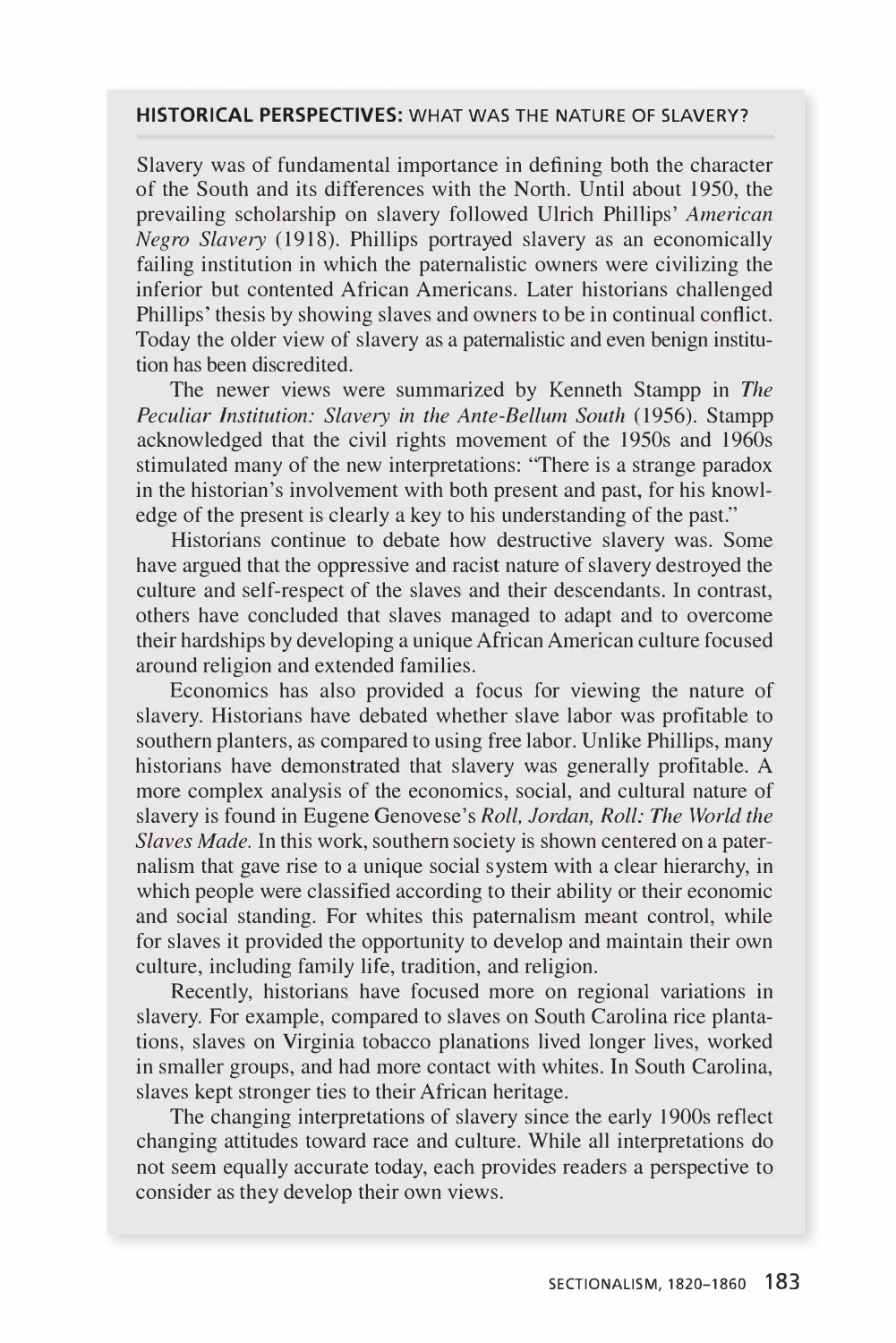## HISTORICAL PERSPECTIVES: WHAT WAS THE NATURE OF SLAVERY?

Slavery was of fundamental importance in defining both the character of the South and its differences with the North. Until about 1950, the prevailing scholarship on slavery followed Ulrich Phillips' *American Negro Slavery* (1918). Phillips portrayed slavery as an economically failing institution in which the paternalistic owners were civilizing the inferior but contented African Americans. Later historians challenged Phillips' thesis by showing slaves and owners to be in continual conflict. Today the older view of slavery as a paternalistic and even benign institution has been discredited.

The newer views were summarized by Kenneth Stampp in *The Peculiar Institution: Slavery in the Ante-Bellum South* (1956). Stampp acknowledged that the civil rights movement of the 1950s and 1960s stimulated many of the new interpretations: "There is a strange paradox in the historian's involvement with both present and past, for his knowledge of the present is clearly a key to his understanding of the past."

Historians continue to debate how destructive slavery was. Some have argued that the oppressive and racist nature of slavery destroyed the culture and self-respect of the slaves and their descendants. In contrast, others have concluded that slaves managed to adapt and to overcome their hardships by developing a unique African American culture focused around religion and extended families.

Economics has also provided a focus for viewing the nature of slavery. Historians have debated whether slave labor was profitable to southern planters, as compared to using free labor. Unlike Phillips, many historians have demonstrated that slavery was generally profitable. A more complex analysis of the economics, social, and cultural nature of slavery is found in Eugene Genovese's *Roll, Jordan, Roll: The World the Slaves Made.* In this work, southern society is shown centered on a paternalism that gave rise to a unique social system with a clear hierarchy, in which people were classified according to their ability or their economic and social standing. For whites this paternalism meant control, while for slaves it provided the opportunity to develop and maintain their own culture, including family life, tradition, and religion.

Recently, historians have focused more on regional variations in slavery. For example, compared to slaves on South Carolina rice plantations, slaves on Virginia tobacco planations lived longer lives, worked in smaller groups, and had more contact with whites. In South Carolina, slaves kept stronger ties to their African heritage.

The changing interpretations of slavery since the early 1900s reflect changing attitudes toward race and culture. While all interpretations do not seem equally accurate today, each provides readers a perspective to consider as they develop their own views.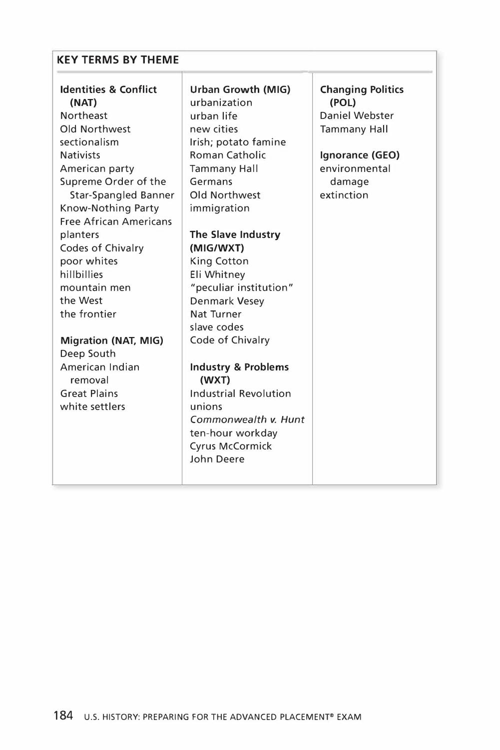## KEY TERMS BY THEME

**Identities & Conflict (NAT)**
Northeast
Old Northwest
sectionalism
Nativists
American party
Supreme Order of the Star-Spangled Banner
Know-Nothing Party
Free African Americans
planters
Codes of Chivalry
poor whites
hillbillies
mountain men
the West
the frontier

**Migration (NAT, MIG)**
Deep South
American Indian removal
Great Plains
white settlers

**Urban Growth (MIG)**
urbanization
urban life
new cities
Irish; potato famine
Roman Catholic
Tammany Hall
Germans
Old Northwest
immigration

**The Slave Industry (MIG/WXT)**
King Cotton
Eli Whitney
"peculiar institution"
Denmark Vesey
Nat Turner
slave codes
Code of Chivalry

**Industry & Problems (WXT)**
Industrial Revolution
unions
*Commonwealth v. Hunt*
ten-hour workday
Cyrus McCormick
John Deere

**Changing Politics (POL)**
Daniel Webster
Tammany Hall

**Ignorance (GEO)**
environmental damage
extinction